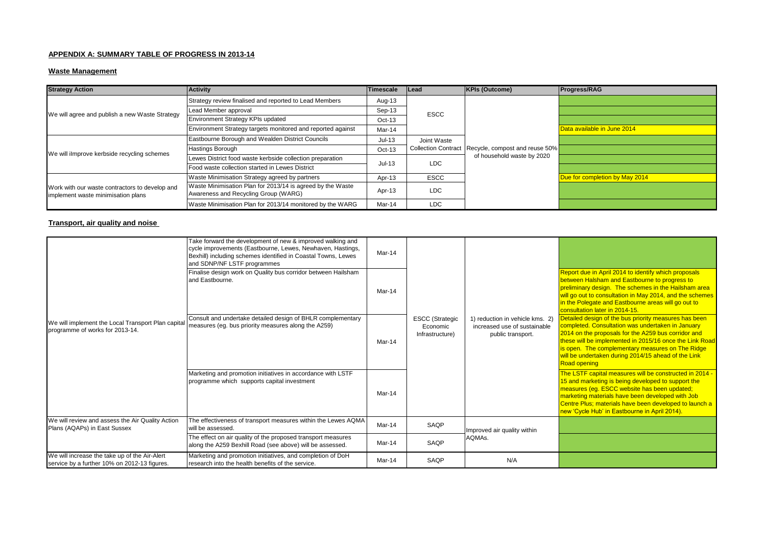## APPENDIX A: SUMMARY TABLE OF PROGRESS IN 2013-14

### Waste Management

| Strategy Action | Activity | Timescale | Lead | KPIs (Outcome) | Progress/RAG |
|---|---|---|---|---|---|
| We will agree and publish a new Waste Strategy | Strategy review finalised and reported to Lead Members | Aug-13 | ESCC | Recycle, compost and reuse 50% of household waste by 2020 | |
| | Lead Member approval | Sep-13 | | | |
| | Environment Strategy KPIs updated | Oct-13 | | | |
| | Environment Strategy targets monitored and reported against | Mar-14 | | | Data available in June 2014 |
| We will iImprove kerbside recycling schemes | Eastbourne Borough and Wealden District Councils | Jul-13 | Joint Waste Collection Contract | | |
| | Hastings Borough | Oct-13 | | | |
| | Lewes District food waste kerbside collection preparation | Jul-13 | LDC | | |
| | Food waste collection started in Lewes District | | | | |
| Work with our waste contractors to develop and implement waste minimisation plans | Waste Minimisation Strategy agreed by partners | Apr-13 | ESCC | | Due for completion by May 2014 |
| | Waste Minimisation Plan for 2013/14 is agreed by the Waste Awareness and Recycling Group (WARG) | Apr-13 | LDC | | |
| | Waste Minimisation Plan for 2013/14 monitored by the WARG | Mar-14 | LDC | | |

### Transport, air quality and noise

| Strategy Action | Activity | Timescale | Lead | KPIs (Outcome) | Progress/RAG |
|---|---|---|---|---|---|
| We will implement the Local Transport Plan capital programme of works for 2013-14. | Take forward the development of new & improved walking and cycle improvements (Eastbourne, Lewes, Newhaven, Hastings, Bexhill) including schemes identified in Coastal Towns, Lewes and SDNP/NF LSTF programmes | Mar-14 | ESCC (Strategic Economic Infrastructure) | 1) reduction in vehicle kms. 2) increased use of sustainable public transport. | |
| | Finalise design work on Quality bus corridor between Hailsham and Eastbourne. | Mar-14 | | | Report due in April 2014 to identify which proposals between Halsham and Eastbourne to progress to preliminary design. The schemes in the Hailsham area will go out to consultation in May 2014, and the schemes in the Polegate and Eastbourne areas will go out to consultation later in 2014-15. |
| | Consult and undertake detailed design of BHLR complementary measures (eg. bus priority measures along the A259) | Mar-14 | | | Detailed design of the bus priority measures has been completed. Consultation was undertaken in January 2014 on the proposals for the A259 bus corridor and these will be implemented in 2015/16 once the Link Road is open. The complementary measures on The Ridge will be undertaken during 2014/15 ahead of the Link Road opening |
| | Marketing and promotion initiatives in accordance with LSTF programme which supports capital investment | Mar-14 | | | The LSTF capital measures will be constructed in 2014 - 15 and marketing is being developed to support the measures (eg. ESCC website has been updated; marketing materials have been developed with Job Centre Plus; materials have been developed to launch a new 'Cycle Hub' in Eastbourne in April 2014). |
| We will review and assess the Air Quality Action Plans (AQAPs) in East Sussex | The effectiveness of transport measures within the Lewes AQMA will be assessed. | Mar-14 | SAQP | Improved air quality within AQMAs. | |
| | The effect on air quality of the proposed transport measures along the A259 Bexhill Road (see above) will be assessed. | Mar-14 | SAQP | | |
| We will increase the take up of the Air-Alert service by a further 10% on 2012-13 figures. | Marketing and promotion initiatives, and completion of DoH research into the health benefits of the service. | Mar-14 | SAQP | N/A | |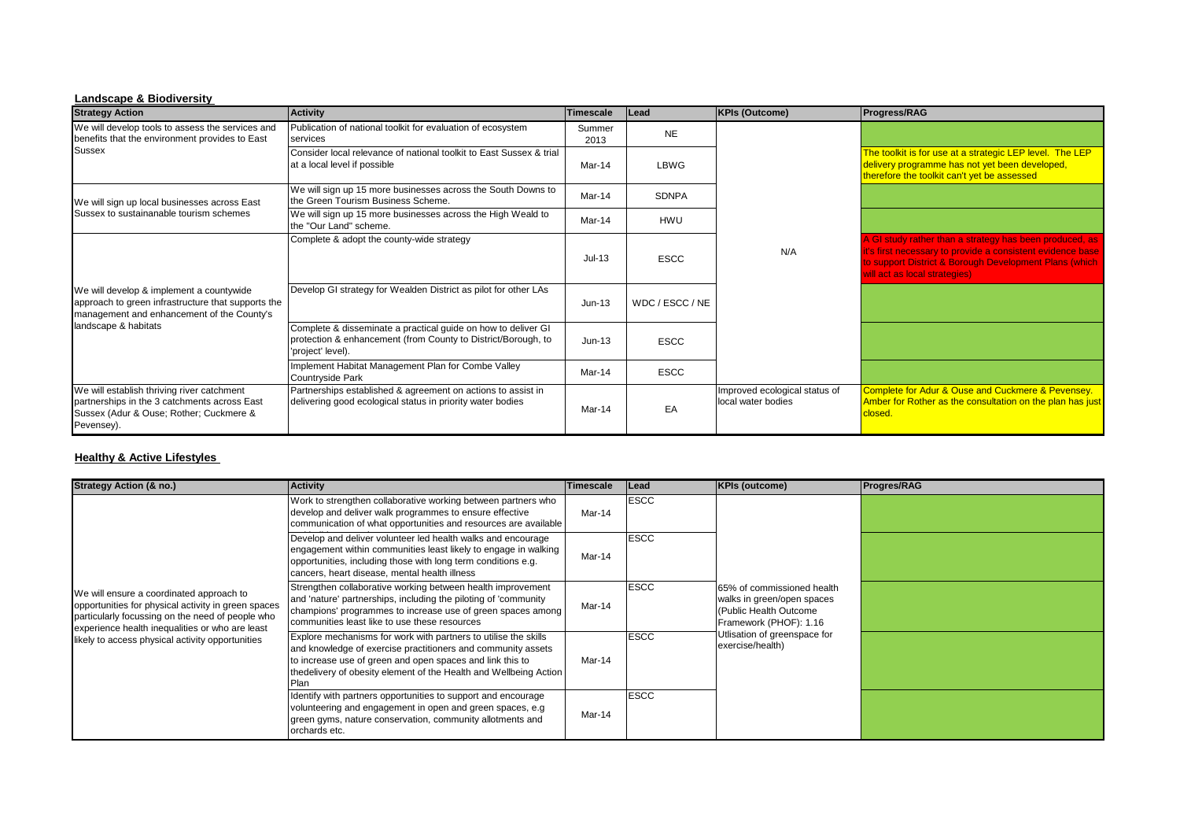## Landscape & Biodiversity

| Strategy Action | Activity | Timescale | Lead | KPIs (Outcome) | Progress/RAG |
|---|---|---|---|---|---|
| We will develop tools to assess the services and benefits that the environment provides to East Sussex | Publication of national toolkit for evaluation of ecosystem services | Summer 2013 | NE | N/A | |
| | Consider local relevance of national toolkit to East Sussex & trial at a local level if possible | Mar-14 | LBWG | | The toolkit is for use at a strategic LEP level. The LEP delivery programme has not yet been developed, therefore the toolkit can't yet be assessed |
| We will sign up local businesses across East Sussex to sustainanable tourism schemes | We will sign up 15 more businesses across the South Downs to the Green Tourism Business Scheme. | Mar-14 | SDNPA | | |
| | We will sign up 15 more businesses across the High Weald to the "Our Land" scheme. | Mar-14 | HWU | | |
| We will develop & implement a countywide approach to green infrastructure that supports the management and enhancement of the County's landscape & habitats | Complete & adopt the county-wide strategy | Jul-13 | ESCC | | A GI study rather than a strategy has been produced, as it's first necessary to provide a consistent evidence base to support District & Borough Development Plans (which will act as local strategies) |
| | Develop GI strategy for Wealden District as pilot for other LAs | Jun-13 | WDC / ESCC / NE | | |
| | Complete & disseminate a practical guide on how to deliver GI protection & enhancement (from County to District/Borough, to 'project' level). | Jun-13 | ESCC | | |
| | Implement Habitat Management Plan for Combe Valley Countryside Park | Mar-14 | ESCC | | |
| We will establish thriving river catchment partnerships in the 3 catchments across East Sussex (Adur & Ouse; Rother; Cuckmere & Pevensey). | Partnerships established & agreement on actions to assist in delivering good ecological status in priority water bodies | Mar-14 | EA | Improved ecological status of local water bodies | Complete for Adur & Ouse and Cuckmere & Pevensey. Amber for Rother as the consultation on the plan has just closed. |

## Healthy & Active Lifestyles

| Strategy Action (& no.) | Activity | Timescale | Lead | KPIs (outcome) | Progres/RAG |
|---|---|---|---|---|---|
| We will ensure a coordinated approach to opportunities for physical activity in green spaces particularly focussing on the need of people who experience health inequalities or who are least likely to access physical activity opportunities | Work to strengthen collaborative working between partners who develop and deliver walk programmes to ensure effective communication of what opportunities and resources are available | Mar-14 | ESCC | 65% of commissioned health walks in green/open spaces (Public Health Outcome Framework (PHOF): 1.16 Utlisation of greenspace for exercise/health) | |
| | Develop and deliver volunteer led health walks and encourage engagement within communities least likely to engage in walking opportunities, including those with long term conditions e.g. cancers, heart disease, mental health illness | Mar-14 | ESCC | | |
| | Strengthen collaborative working between health improvement and 'nature' partnerships, including the piloting of 'community champions' programmes to increase use of green spaces among communities least like to use these resources | Mar-14 | ESCC | | |
| | Explore mechanisms for work with partners to utilise the skills and knowledge of exercise practitioners and community assets to increase use of green and open spaces and link this to thedelivery of obesity element of the Health and Wellbeing Action Plan | Mar-14 | ESCC | | |
| | Identify with partners opportunities to support and encourage volunteering and engagement in open and green spaces, e.g green gyms, nature conservation, community allotments and orchards etc. | Mar-14 | ESCC | | |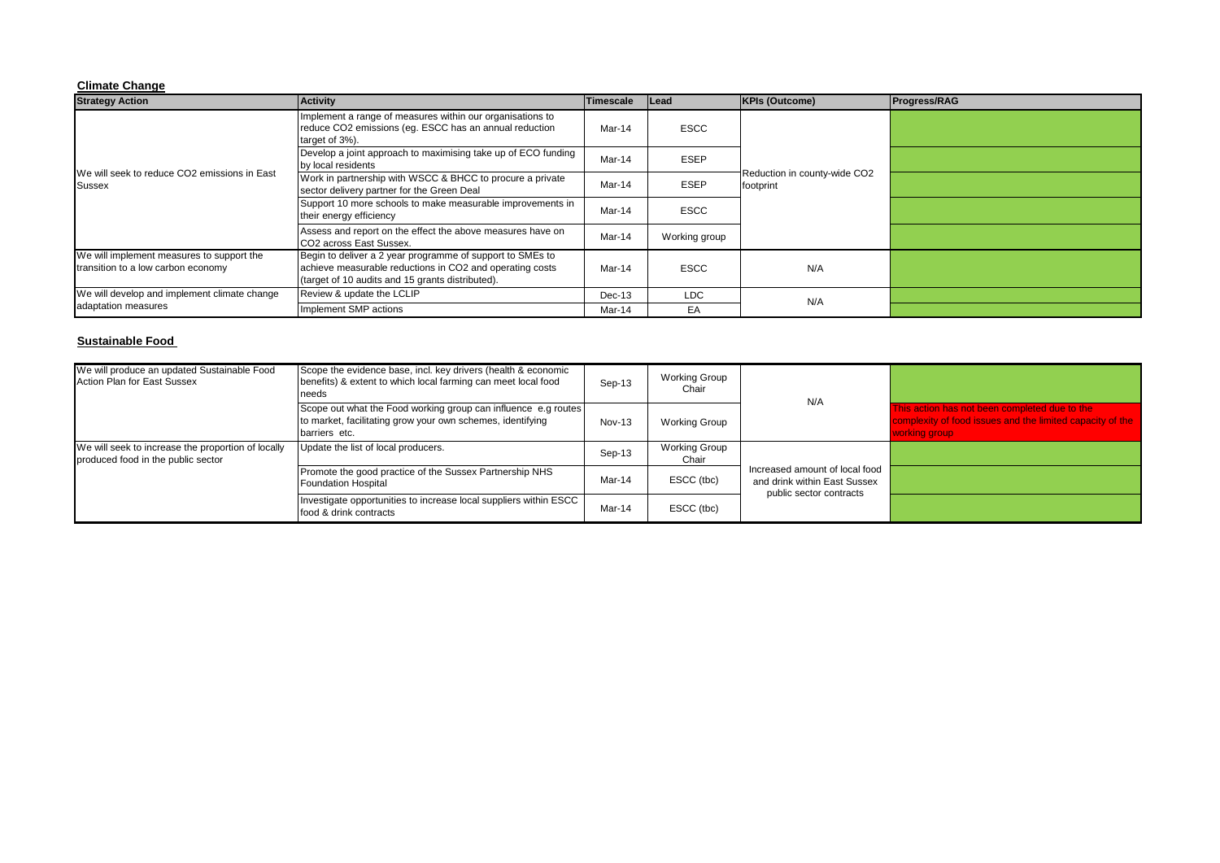## Climate Change

| Strategy Action | Activity | Timescale | Lead | KPIs (Outcome) | Progress/RAG |
|---|---|---|---|---|---|
| We will seek to reduce $CO_2$ emissions in East Sussex | Implement a range of measures within our organisations to reduce $CO_2$ emissions (eg. ESCC has an annual reduction target of 3%). | Mar-14 | ESCC | Reduction in county-wide $CO_2$ footprint | |
| | Develop a joint approach to maximising take up of ECO funding by local residents | Mar-14 | ESEP | | |
| | Work in partnership with WSCC & BHCC to procure a private sector delivery partner for the Green Deal | Mar-14 | ESEP | | |
| | Support 10 more schools to make measurable improvements in their energy efficiency | Mar-14 | ESCC | | |
| | Assess and report on the effect the above measures have on $CO_2$ across East Sussex. | Mar-14 | Working group | | |
| We will implement measures to support the transition to a low carbon economy | Begin to deliver a 2 year programme of support to SMEs to achieve measurable reductions in $CO_2$ and operating costs (target of 10 audits and 15 grants distributed). | Mar-14 | ESCC | N/A | |
| We will develop and implement climate change adaptation measures | Review & update the LCLIP | Dec-13 | LDC | N/A | |
| | Implement SMP actions | Mar-14 | EA | | |

## Sustainable Food

| | | | | | |
|---|---|---|---|---|---|
| We will produce an updated Sustainable Food Action Plan for East Sussex | Scope the evidence base, incl. key drivers (health & economic benefits) & extent to which local farming can meet local food needs | Sep-13 | Working Group Chair | N/A | |
| | Scope out what the Food working group can influence e.g routes to market, facilitating grow your own schemes, identifying barriers etc. | Nov-13 | Working Group | | This action has not been completed due to the complexity of food issues and the limited capacity of the working group |
| We will seek to increase the proportion of locally produced food in the public sector | Update the list of local producers. | Sep-13 | Working Group Chair | Increased amount of local food and drink within East Sussex public sector contracts | |
| | Promote the good practice of the Sussex Partnership NHS Foundation Hospital | Mar-14 | ESCC (tbc) | | |
| | Investigate opportunities to increase local suppliers within ESCC food & drink contracts | Mar-14 | ESCC (tbc) | | |